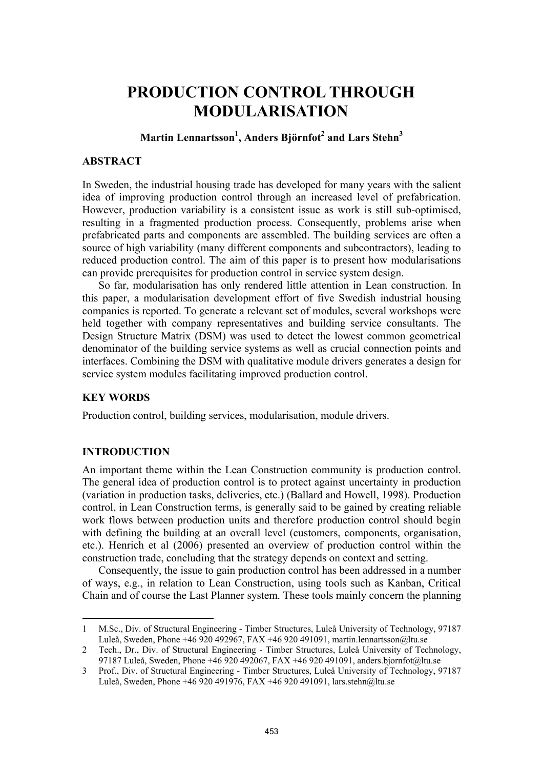# PRODUCTION CONTROL THROUGH MODULARISATION

**Martin Lennartsson[1], Anders Björnfot[2] and Lars Stehn[3]**

## ABSTRACT

In Sweden, the industrial housing trade has developed for many years with the salient idea of improving production control through an increased level of prefabrication. However, production variability is a consistent issue as work is still sub-optimised, resulting in a fragmented production process. Consequently, problems arise when prefabricated parts and components are assembled. The building services are often a source of high variability (many different components and subcontractors), leading to reduced production control. The aim of this paper is to present how modularisations can provide prerequisites for production control in service system design.

So far, modularisation has only rendered little attention in Lean construction. In this paper, a modularisation development effort of five Swedish industrial housing companies is reported. To generate a relevant set of modules, several workshops were held together with company representatives and building service consultants. The Design Structure Matrix (DSM) was used to detect the lowest common geometrical denominator of the building service systems as well as crucial connection points and interfaces. Combining the DSM with qualitative module drivers generates a design for service system modules facilitating improved production control.

## KEY WORDS

Production control, building services, modularisation, module drivers.

## INTRODUCTION

An important theme within the Lean Construction community is production control. The general idea of production control is to protect against uncertainty in production (variation in production tasks, deliveries, etc.) (Ballard and Howell, 1998). Production control, in Lean Construction terms, is generally said to be gained by creating reliable work flows between production units and therefore production control should begin with defining the building at an overall level (customers, components, organisation, etc.). Henrich et al (2006) presented an overview of production control within the construction trade, concluding that the strategy depends on context and setting.

Consequently, the issue to gain production control has been addressed in a number of ways, e.g., in relation to Lean Construction, using tools such as Kanban, Critical Chain and of course the Last Planner system. These tools mainly concern the planning

---

1 M.Sc., Div. of Structural Engineering - Timber Structures, Luleå University of Technology, 97187 Luleå, Sweden, Phone +46 920 492967, FAX +46 920 491091, martin.lennartsson@ltu.se

2 Tech., Dr., Div. of Structural Engineering - Timber Structures, Luleå University of Technology, 97187 Luleå, Sweden, Phone +46 920 492067, FAX +46 920 491091, anders.bjornfot@ltu.se

3 Prof., Div. of Structural Engineering - Timber Structures, Luleå University of Technology, 97187 Luleå, Sweden, Phone +46 920 491976, FAX +46 920 491091, lars.stehn@ltu.se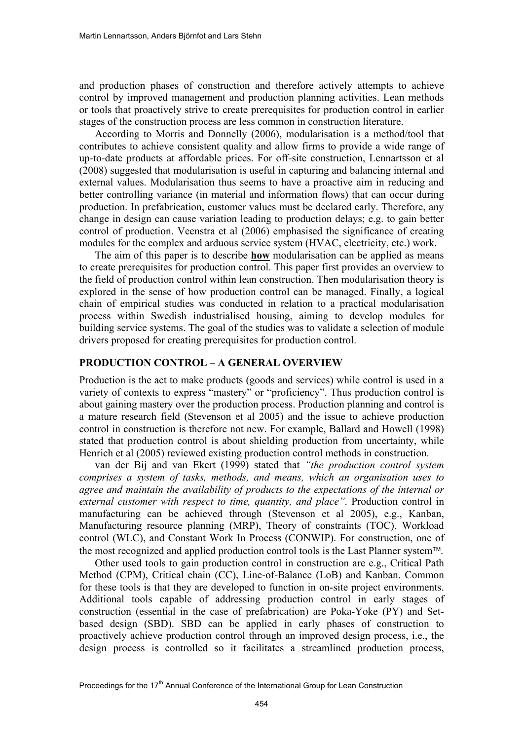and production phases of construction and therefore actively attempts to achieve control by improved management and production planning activities. Lean methods or tools that proactively strive to create prerequisites for production control in earlier stages of the construction process are less common in construction literature.

According to Morris and Donnelly (2006), modularisation is a method/tool that contributes to achieve consistent quality and allow firms to provide a wide range of up-to-date products at affordable prices. For off-site construction, Lennartsson et al (2008) suggested that modularisation is useful in capturing and balancing internal and external values. Modularisation thus seems to have a proactive aim in reducing and better controlling variance (in material and information flows) that can occur during production. In prefabrication, customer values must be declared early. Therefore, any change in design can cause variation leading to production delays; e.g. to gain better control of production. Veenstra et al (2006) emphasised the significance of creating modules for the complex and arduous service system (HVAC, electricity, etc.) work.

The aim of this paper is to describe **how** modularisation can be applied as means to create prerequisites for production control. This paper first provides an overview to the field of production control within lean construction. Then modularisation theory is explored in the sense of how production control can be managed. Finally, a logical chain of empirical studies was conducted in relation to a practical modularisation process within Swedish industrialised housing, aiming to develop modules for building service systems. The goal of the studies was to validate a selection of module drivers proposed for creating prerequisites for production control.

## PRODUCTION CONTROL – A GENERAL OVERVIEW

Production is the act to make products (goods and services) while control is used in a variety of contexts to express "mastery" or "proficiency". Thus production control is about gaining mastery over the production process. Production planning and control is a mature research field (Stevenson et al 2005) and the issue to achieve production control in construction is therefore not new. For example, Ballard and Howell (1998) stated that production control is about shielding production from uncertainty, while Henrich et al (2005) reviewed existing production control methods in construction.

van der Bij and van Ekert (1999) stated that *"the production control system comprises a system of tasks, methods, and means, which an organisation uses to agree and maintain the availability of products to the expectations of the internal or external customer with respect to time, quantity, and place"*. Production control in manufacturing can be achieved through (Stevenson et al 2005), e.g., Kanban, Manufacturing resource planning (MRP), Theory of constraints (TOC), Workload control (WLC), and Constant Work In Process (CONWIP). For construction, one of the most recognized and applied production control tools is the Last Planner system™.

Other used tools to gain production control in construction are e.g., Critical Path Method (CPM), Critical chain (CC), Line-of-Balance (LoB) and Kanban. Common for these tools is that they are developed to function in on-site project environments. Additional tools capable of addressing production control in early stages of construction (essential in the case of prefabrication) are Poka-Yoke (PY) and Set-based design (SBD). SBD can be applied in early phases of construction to proactively achieve production control through an improved design process, i.e., the design process is controlled so it facilitates a streamlined production process,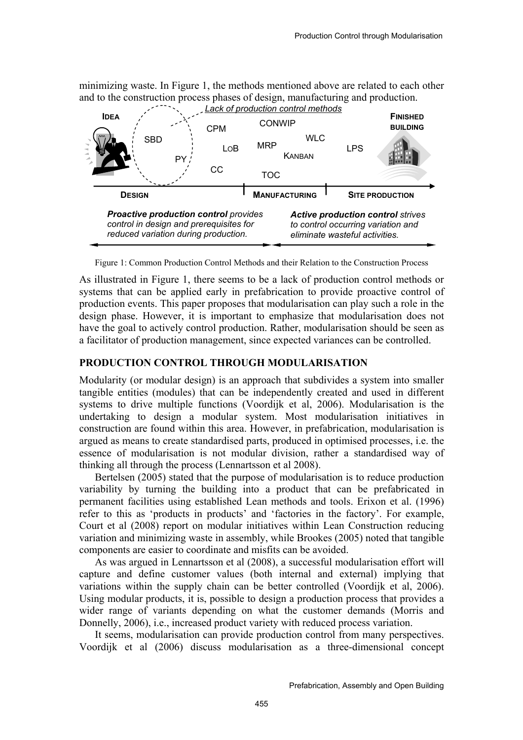minimizing waste. In Figure 1, the methods mentioned above are related to each other and to the construction process phases of design, manufacturing and production.

Figure 1: Common Production Control Methods and their Relation to the Construction Process

As illustrated in Figure 1, there seems to be a lack of production control methods or systems that can be applied early in prefabrication to provide proactive control of production events. This paper proposes that modularisation can play such a role in the design phase. However, it is important to emphasize that modularisation does not have the goal to actively control production. Rather, modularisation should be seen as a facilitator of production management, since expected variances can be controlled.

## PRODUCTION CONTROL THROUGH MODULARISATION

Modularity (or modular design) is an approach that subdivides a system into smaller tangible entities (modules) that can be independently created and used in different systems to drive multiple functions (Voordijk et al, 2006). Modularisation is the undertaking to design a modular system. Most modularisation initiatives in construction are found within this area. However, in prefabrication, modularisation is argued as means to create standardised parts, produced in optimised processes, i.e. the essence of modularisation is not modular division, rather a standardised way of thinking all through the process (Lennartsson et al 2008).

Bertelsen (2005) stated that the purpose of modularisation is to reduce production variability by turning the building into a product that can be prefabricated in permanent facilities using established Lean methods and tools. Erixon et al. (1996) refer to this as 'products in products' and 'factories in the factory'. For example, Court et al (2008) report on modular initiatives within Lean Construction reducing variation and minimizing waste in assembly, while Brookes (2005) noted that tangible components are easier to coordinate and misfits can be avoided.

As was argued in Lennartsson et al (2008), a successful modularisation effort will capture and define customer values (both internal and external) implying that variations within the supply chain can be better controlled (Voordijk et al, 2006). Using modular products, it is, possible to design a production process that provides a wider range of variants depending on what the customer demands (Morris and Donnelly, 2006), i.e., increased product variety with reduced process variation.

It seems, modularisation can provide production control from many perspectives. Voordijk et al (2006) discuss modularisation as a three-dimensional concept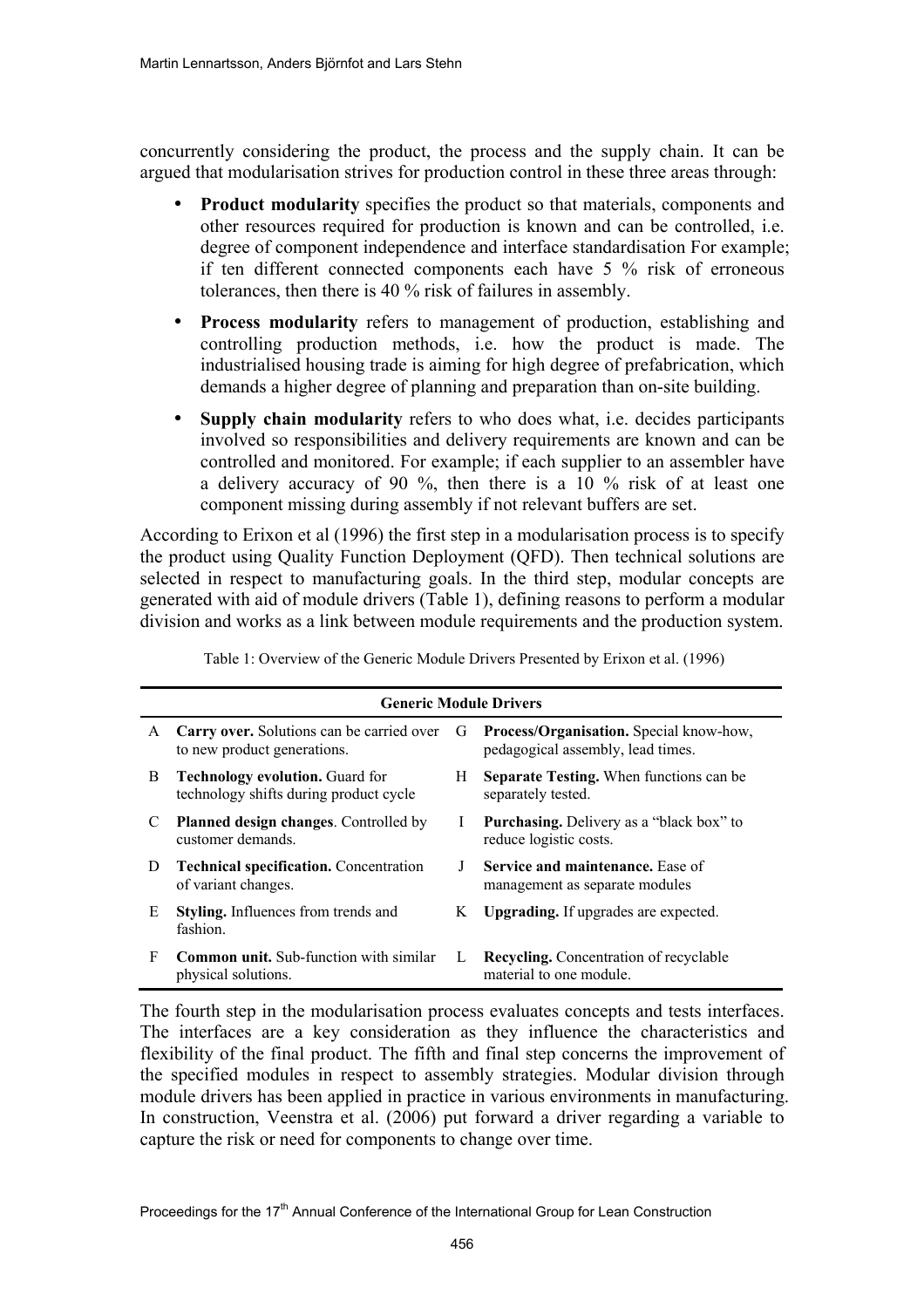concurrently considering the product, the process and the supply chain. It can be argued that modularisation strives for production control in these three areas through:

- **Product modularity** specifies the product so that materials, components and other resources required for production is known and can be controlled, i.e. degree of component independence and interface standardisation For example; if ten different connected components each have 5 % risk of erroneous tolerances, then there is 40 % risk of failures in assembly.
- **Process modularity** refers to management of production, establishing and controlling production methods, i.e. how the product is made. The industrialised housing trade is aiming for high degree of prefabrication, which demands a higher degree of planning and preparation than on-site building.
- **Supply chain modularity** refers to who does what, i.e. decides participants involved so responsibilities and delivery requirements are known and can be controlled and monitored. For example; if each supplier to an assembler have a delivery accuracy of 90 %, then there is a 10 % risk of at least one component missing during assembly if not relevant buffers are set.

According to Erixon et al (1996) the first step in a modularisation process is to specify the product using Quality Function Deployment (QFD). Then technical solutions are selected in respect to manufacturing goals. In the third step, modular concepts are generated with aid of module drivers (Table 1), defining reasons to perform a modular division and works as a link between module requirements and the production system.

Table 1: Overview of the Generic Module Drivers Presented by Erixon et al. (1996)

| Generic Module Drivers | | | |
|---|---|---|---|
| A | **Carry over.** Solutions can be carried over to new product generations. | G | **Process/Organisation.** Special know-how, pedagogical assembly, lead times. |
| B | **Technology evolution.** Guard for technology shifts during product cycle | H | **Separate Testing.** When functions can be separately tested. |
| C | **Planned design changes**. Controlled by customer demands. | I | **Purchasing.** Delivery as a "black box" to reduce logistic costs. |
| D | **Technical specification.** Concentration of variant changes. | J | **Service and maintenance.** Ease of management as separate modules |
| E | **Styling.** Influences from trends and fashion. | K | **Upgrading.** If upgrades are expected. |
| F | **Common unit.** Sub-function with similar physical solutions. | L | **Recycling.** Concentration of recyclable material to one module. |

The fourth step in the modularisation process evaluates concepts and tests interfaces. The interfaces are a key consideration as they influence the characteristics and flexibility of the final product. The fifth and final step concerns the improvement of the specified modules in respect to assembly strategies. Modular division through module drivers has been applied in practice in various environments in manufacturing. In construction, Veenstra et al. (2006) put forward a driver regarding a variable to capture the risk or need for components to change over time.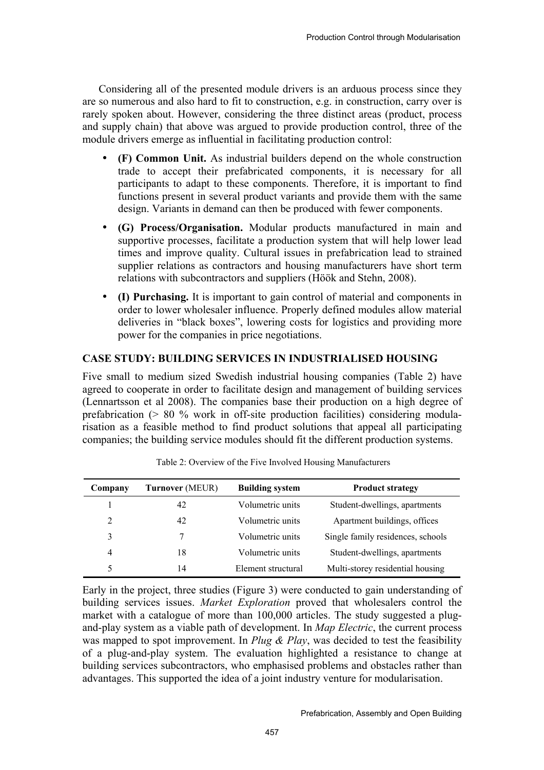Considering all of the presented module drivers is an arduous process since they are so numerous and also hard to fit to construction, e.g. in construction, carry over is rarely spoken about. However, considering the three distinct areas (product, process and supply chain) that above was argued to provide production control, three of the module drivers emerge as influential in facilitating production control:

- **(F) Common Unit.** As industrial builders depend on the whole construction trade to accept their prefabricated components, it is necessary for all participants to adapt to these components. Therefore, it is important to find functions present in several product variants and provide them with the same design. Variants in demand can then be produced with fewer components.
- **(G) Process/Organisation.** Modular products manufactured in main and supportive processes, facilitate a production system that will help lower lead times and improve quality. Cultural issues in prefabrication lead to strained supplier relations as contractors and housing manufacturers have short term relations with subcontractors and suppliers (Höök and Stehn, 2008).
- **(I) Purchasing.** It is important to gain control of material and components in order to lower wholesaler influence. Properly defined modules allow material deliveries in "black boxes", lowering costs for logistics and providing more power for the companies in price negotiations.

## CASE STUDY: BUILDING SERVICES IN INDUSTRIALISED HOUSING

Five small to medium sized Swedish industrial housing companies (Table 2) have agreed to cooperate in order to facilitate design and management of building services (Lennartsson et al 2008). The companies base their production on a high degree of prefabrication (> 80 % work in off-site production facilities) considering modularisation as a feasible method to find product solutions that appeal all participating companies; the building service modules should fit the different production systems.

Table 2: Overview of the Five Involved Housing Manufacturers

| Company | Turnover (MEUR) | Building system | Product strategy |
|---|---|---|---|
| 1 | 42 | Volumetric units | Student-dwellings, apartments |
| 2 | 42 | Volumetric units | Apartment buildings, offices |
| 3 | 7 | Volumetric units | Single family residences, schools |
| 4 | 18 | Volumetric units | Student-dwellings, apartments |
| 5 | 14 | Element structural | Multi-storey residential housing |

Early in the project, three studies (Figure 3) were conducted to gain understanding of building services issues. *Market Exploration* proved that wholesalers control the market with a catalogue of more than 100,000 articles. The study suggested a plug-and-play system as a viable path of development. In *Map Electric*, the current process was mapped to spot improvement. In *Plug & Play*, was decided to test the feasibility of a plug-and-play system. The evaluation highlighted a resistance to change at building services subcontractors, who emphasised problems and obstacles rather than advantages. This supported the idea of a joint industry venture for modularisation.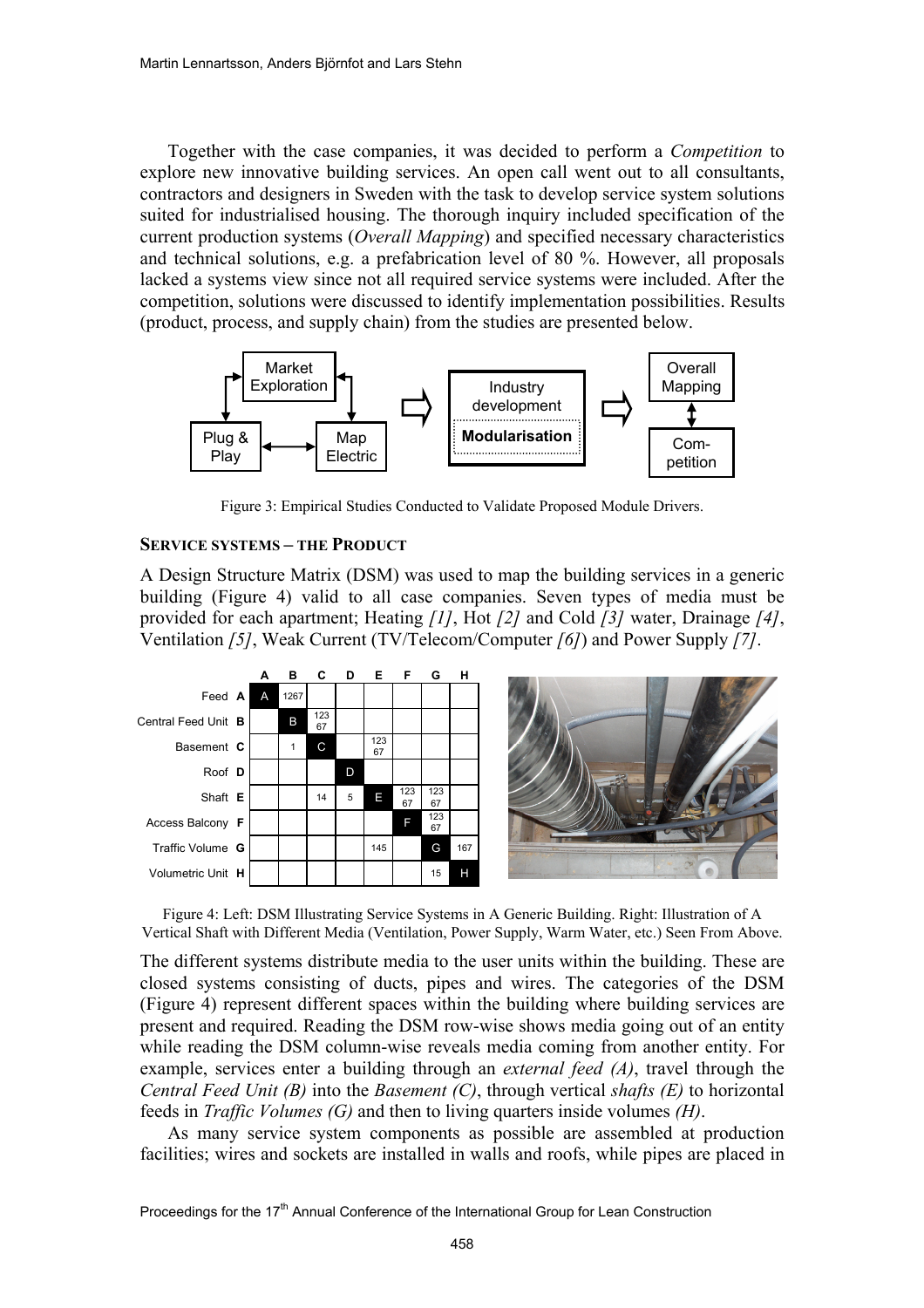Together with the case companies, it was decided to perform a *Competition* to explore new innovative building services. An open call went out to all consultants, contractors and designers in Sweden with the task to develop service system solutions suited for industrialised housing. The thorough inquiry included specification of the current production systems (*Overall Mapping*) and specified necessary characteristics and technical solutions, e.g. a prefabrication level of 80 %. However, all proposals lacked a systems view since not all required service systems were included. After the competition, solutions were discussed to identify implementation possibilities. Results (product, process, and supply chain) from the studies are presented below.

Figure 3: Empirical Studies Conducted to Validate Proposed Module Drivers.

### SERVICE SYSTEMS – THE PRODUCT

A Design Structure Matrix (DSM) was used to map the building services in a generic building (Figure 4) valid to all case companies. Seven types of media must be provided for each apartment; Heating *[1]*, Hot *[2]* and Cold *[3]* water, Drainage *[4]*, Ventilation *[5]*, Weak Current (TV/Telecom/Computer *[6]*) and Power Supply *[7]*.

| | A | B | C | D | E | F | G | H |
|---|---|---|---|---|---|---|---|---|
| Feed **A** | A | 1267 | | | | | | |
| Central Feed Unit **B** | | B | 12367 | | | | | |
| Basement **C** | | 1 | C | | 12367 | | | |
| Roof **D** | | | | D | | | | |
| Shaft **E** | | | 14 | 5 | E | 12367 | 12367 | |
| Access Balcony **F** | | | | | | F | 12367 | |
| Traffic Volume **G** | | | | | 145 | | G | 167 |
| Volumetric Unit **H** | | | | | | | 15 | H |

Figure 4: Left: DSM Illustrating Service Systems in A Generic Building. Right: Illustration of A Vertical Shaft with Different Media (Ventilation, Power Supply, Warm Water, etc.) Seen From Above.

The different systems distribute media to the user units within the building. These are closed systems consisting of ducts, pipes and wires. The categories of the DSM (Figure 4) represent different spaces within the building where building services are present and required. Reading the DSM row-wise shows media going out of an entity while reading the DSM column-wise reveals media coming from another entity. For example, services enter a building through an *external feed (A)*, travel through the *Central Feed Unit (B)* into the *Basement (C)*, through vertical *shafts (E)* to horizontal feeds in *Traffic Volumes (G)* and then to living quarters inside volumes *(H)*.

As many service system components as possible are assembled at production facilities; wires and sockets are installed in walls and roofs, while pipes are placed in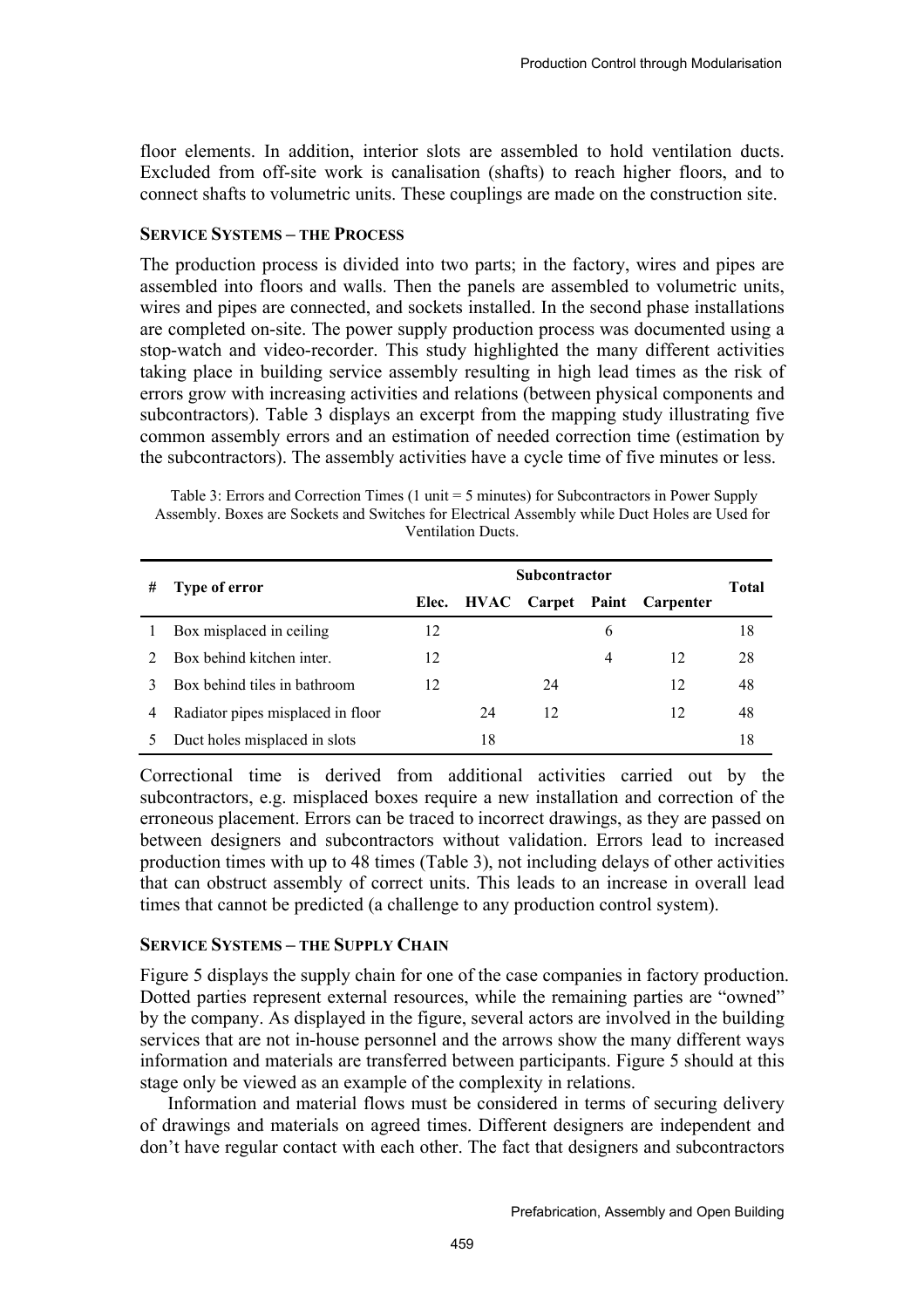floor elements. In addition, interior slots are assembled to hold ventilation ducts. Excluded from off-site work is canalisation (shafts) to reach higher floors, and to connect shafts to volumetric units. These couplings are made on the construction site.

### SERVICE SYSTEMS – THE PROCESS

The production process is divided into two parts; in the factory, wires and pipes are assembled into floors and walls. Then the panels are assembled to volumetric units, wires and pipes are connected, and sockets installed. In the second phase installations are completed on-site. The power supply production process was documented using a stop-watch and video-recorder. This study highlighted the many different activities taking place in building service assembly resulting in high lead times as the risk of errors grow with increasing activities and relations (between physical components and subcontractors). Table 3 displays an excerpt from the mapping study illustrating five common assembly errors and an estimation of needed correction time (estimation by the subcontractors). The assembly activities have a cycle time of five minutes or less.

Table 3: Errors and Correction Times (1 unit = 5 minutes) for Subcontractors in Power Supply Assembly. Boxes are Sockets and Switches for Electrical Assembly while Duct Holes are Used for Ventilation Ducts.

| # | Type of error | Subcontractor | | | | | Total |
|---|---|---|---|---|---|---|---|
| | | Elec. | HVAC | Carpet | Paint | Carpenter | |
| 1 | Box misplaced in ceiling | 12 | | | 6 | | 18 |
| 2 | Box behind kitchen inter. | 12 | | | 4 | 12 | 28 |
| 3 | Box behind tiles in bathroom | 12 | | 24 | | 12 | 48 |
| 4 | Radiator pipes misplaced in floor | | 24 | 12 | | 12 | 48 |
| 5 | Duct holes misplaced in slots | | 18 | | | | 18 |

Correctional time is derived from additional activities carried out by the subcontractors, e.g. misplaced boxes require a new installation and correction of the erroneous placement. Errors can be traced to incorrect drawings, as they are passed on between designers and subcontractors without validation. Errors lead to increased production times with up to 48 times (Table 3), not including delays of other activities that can obstruct assembly of correct units. This leads to an increase in overall lead times that cannot be predicted (a challenge to any production control system).

### SERVICE SYSTEMS – THE SUPPLY CHAIN

Figure 5 displays the supply chain for one of the case companies in factory production. Dotted parties represent external resources, while the remaining parties are "owned" by the company. As displayed in the figure, several actors are involved in the building services that are not in-house personnel and the arrows show the many different ways information and materials are transferred between participants. Figure 5 should at this stage only be viewed as an example of the complexity in relations.

Information and material flows must be considered in terms of securing delivery of drawings and materials on agreed times. Different designers are independent and don't have regular contact with each other. The fact that designers and subcontractors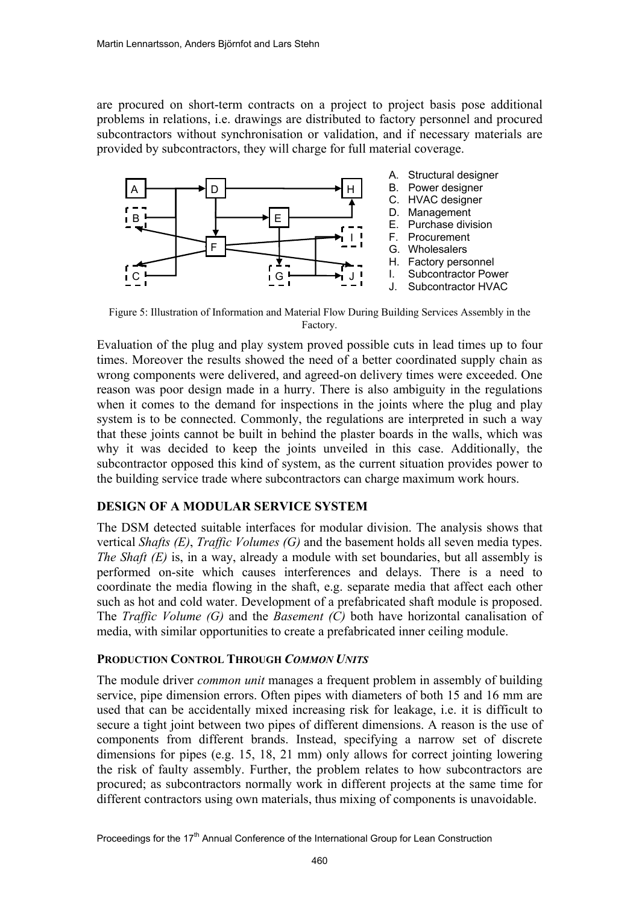are procured on short-term contracts on a project to project basis pose additional problems in relations, i.e. drawings are distributed to factory personnel and procured subcontractors without synchronisation or validation, and if necessary materials are provided by subcontractors, they will charge for full material coverage.

A. Structural designer
B. Power designer
C. HVAC designer
D. Management
E. Purchase division
F. Procurement
G. Wholesalers
H. Factory personnel
I. Subcontractor Power
J. Subcontractor HVAC

Figure 5: Illustration of Information and Material Flow During Building Services Assembly in the Factory.

Evaluation of the plug and play system proved possible cuts in lead times up to four times. Moreover the results showed the need of a better coordinated supply chain as wrong components were delivered, and agreed-on delivery times were exceeded. One reason was poor design made in a hurry. There is also ambiguity in the regulations when it comes to the demand for inspections in the joints where the plug and play system is to be connected. Commonly, the regulations are interpreted in such a way that these joints cannot be built in behind the plaster boards in the walls, which was why it was decided to keep the joints unveiled in this case. Additionally, the subcontractor opposed this kind of system, as the current situation provides power to the building service trade where subcontractors can charge maximum work hours.

## DESIGN OF A MODULAR SERVICE SYSTEM

The DSM detected suitable interfaces for modular division. The analysis shows that vertical *Shafts (E)*, *Traffic Volumes (G)* and the basement holds all seven media types. *The Shaft (E)* is, in a way, already a module with set boundaries, but all assembly is performed on-site which causes interferences and delays. There is a need to coordinate the media flowing in the shaft, e.g. separate media that affect each other such as hot and cold water. Development of a prefabricated shaft module is proposed. The *Traffic Volume (G)* and the *Basement (C)* both have horizontal canalisation of media, with similar opportunities to create a prefabricated inner ceiling module.

### PRODUCTION CONTROL THROUGH *COMMON UNITS*

The module driver *common unit* manages a frequent problem in assembly of building service, pipe dimension errors. Often pipes with diameters of both 15 and 16 mm are used that can be accidentally mixed increasing risk for leakage, i.e. it is difficult to secure a tight joint between two pipes of different dimensions. A reason is the use of components from different brands. Instead, specifying a narrow set of discrete dimensions for pipes (e.g. 15, 18, 21 mm) only allows for correct jointing lowering the risk of faulty assembly. Further, the problem relates to how subcontractors are procured; as subcontractors normally work in different projects at the same time for different contractors using own materials, thus mixing of components is unavoidable.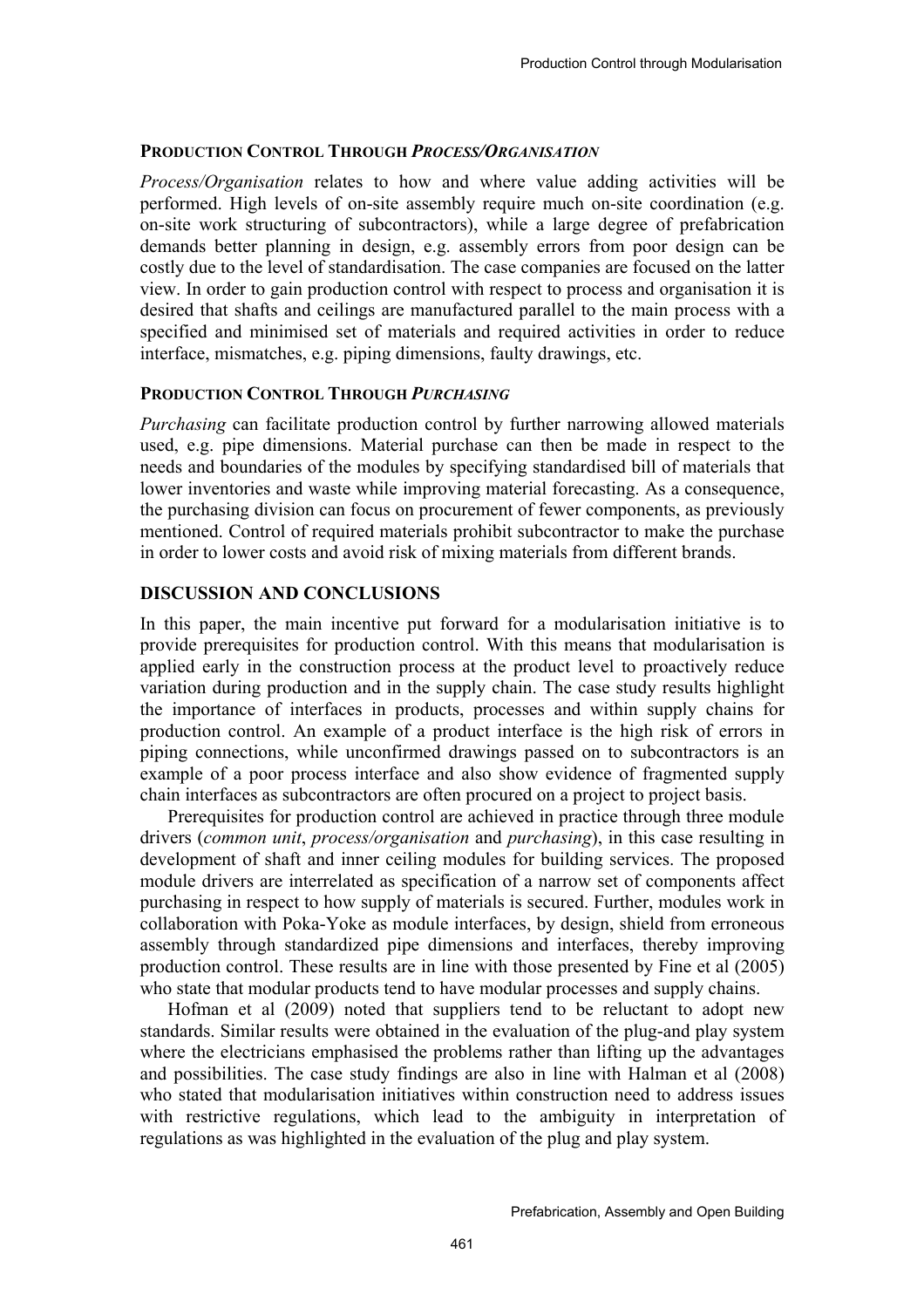### PRODUCTION CONTROL THROUGH *PROCESS/ORGANISATION*

*Process/Organisation* relates to how and where value adding activities will be performed. High levels of on-site assembly require much on-site coordination (e.g. on-site work structuring of subcontractors), while a large degree of prefabrication demands better planning in design, e.g. assembly errors from poor design can be costly due to the level of standardisation. The case companies are focused on the latter view. In order to gain production control with respect to process and organisation it is desired that shafts and ceilings are manufactured parallel to the main process with a specified and minimised set of materials and required activities in order to reduce interface, mismatches, e.g. piping dimensions, faulty drawings, etc.

### PRODUCTION CONTROL THROUGH *PURCHASING*

*Purchasing* can facilitate production control by further narrowing allowed materials used, e.g. pipe dimensions. Material purchase can then be made in respect to the needs and boundaries of the modules by specifying standardised bill of materials that lower inventories and waste while improving material forecasting. As a consequence, the purchasing division can focus on procurement of fewer components, as previously mentioned. Control of required materials prohibit subcontractor to make the purchase in order to lower costs and avoid risk of mixing materials from different brands.

## DISCUSSION AND CONCLUSIONS

In this paper, the main incentive put forward for a modularisation initiative is to provide prerequisites for production control. With this means that modularisation is applied early in the construction process at the product level to proactively reduce variation during production and in the supply chain. The case study results highlight the importance of interfaces in products, processes and within supply chains for production control. An example of a product interface is the high risk of errors in piping connections, while unconfirmed drawings passed on to subcontractors is an example of a poor process interface and also show evidence of fragmented supply chain interfaces as subcontractors are often procured on a project to project basis.

Prerequisites for production control are achieved in practice through three module drivers (*common unit*, *process/organisation* and *purchasing*), in this case resulting in development of shaft and inner ceiling modules for building services. The proposed module drivers are interrelated as specification of a narrow set of components affect purchasing in respect to how supply of materials is secured. Further, modules work in collaboration with Poka-Yoke as module interfaces, by design, shield from erroneous assembly through standardized pipe dimensions and interfaces, thereby improving production control. These results are in line with those presented by Fine et al (2005) who state that modular products tend to have modular processes and supply chains.

Hofman et al (2009) noted that suppliers tend to be reluctant to adopt new standards. Similar results were obtained in the evaluation of the plug-and play system where the electricians emphasised the problems rather than lifting up the advantages and possibilities. The case study findings are also in line with Halman et al (2008) who stated that modularisation initiatives within construction need to address issues with restrictive regulations, which lead to the ambiguity in interpretation of regulations as was highlighted in the evaluation of the plug and play system.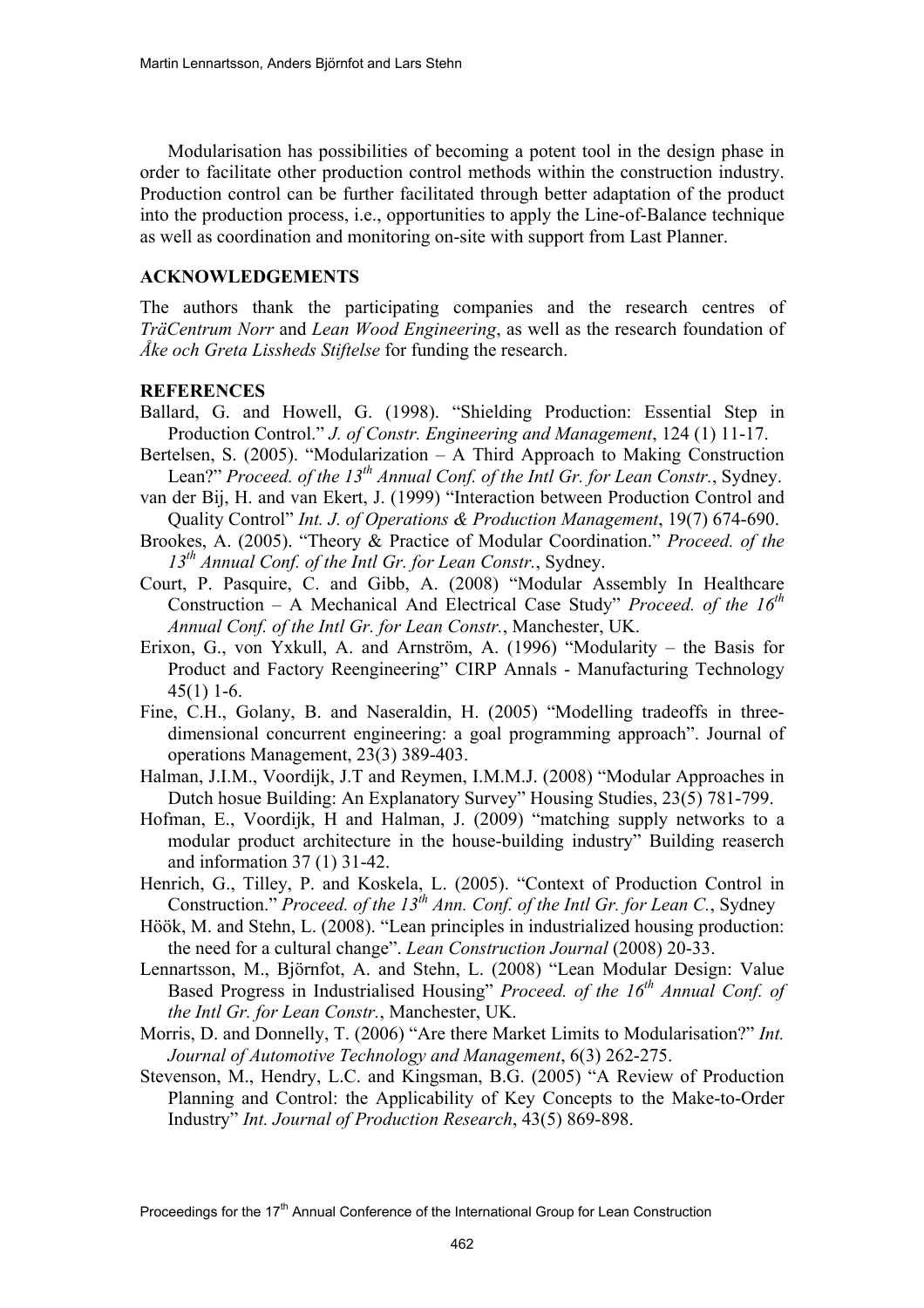Modularisation has possibilities of becoming a potent tool in the design phase in order to facilitate other production control methods within the construction industry. Production control can be further facilitated through better adaptation of the product into the production process, i.e., opportunities to apply the Line-of-Balance technique as well as coordination and monitoring on-site with support from Last Planner.

## ACKNOWLEDGEMENTS

The authors thank the participating companies and the research centres of *TräCentrum Norr* and *Lean Wood Engineering*, as well as the research foundation of *Åke och Greta Lissheds Stiftelse* for funding the research.

## REFERENCES

Ballard, G. and Howell, G. (1998). "Shielding Production: Essential Step in Production Control." *J. of Constr. Engineering and Management*, 124 (1) 11-17.

Bertelsen, S. (2005). "Modularization – A Third Approach to Making Construction Lean?" *Proceed. of the 13th Annual Conf. of the Intl Gr. for Lean Constr.*, Sydney.

van der Bij, H. and van Ekert, J. (1999) "Interaction between Production Control and Quality Control" *Int. J. of Operations & Production Management*, 19(7) 674-690.

Brookes, A. (2005). "Theory & Practice of Modular Coordination." *Proceed. of the 13th Annual Conf. of the Intl Gr. for Lean Constr.*, Sydney.

Court, P. Pasquire, C. and Gibb, A. (2008) "Modular Assembly In Healthcare Construction – A Mechanical And Electrical Case Study" *Proceed. of the 16th Annual Conf. of the Intl Gr. for Lean Constr.*, Manchester, UK.

Erixon, G., von Yxkull, A. and Arnström, A. (1996) "Modularity – the Basis for Product and Factory Reengineering" CIRP Annals - Manufacturing Technology 45(1) 1-6.

Fine, C.H., Golany, B. and Naseraldin, H. (2005) "Modelling tradeoffs in three-dimensional concurrent engineering: a goal programming approach". Journal of operations Management, 23(3) 389-403.

Halman, J.I.M., Voordijk, J.T and Reymen, I.M.M.J. (2008) "Modular Approaches in Dutch hosue Building: An Explanatory Survey" Housing Studies, 23(5) 781-799.

Hofman, E., Voordijk, H and Halman, J. (2009) "matching supply networks to a modular product architecture in the house-building industry" Building reaserch and information 37 (1) 31-42.

Henrich, G., Tilley, P. and Koskela, L. (2005). "Context of Production Control in Construction." *Proceed. of the 13th Ann. Conf. of the Intl Gr. for Lean C.*, Sydney

Höök, M. and Stehn, L. (2008). "Lean principles in industrialized housing production: the need for a cultural change". *Lean Construction Journal* (2008) 20-33.

Lennartsson, M., Björnfot, A. and Stehn, L. (2008) "Lean Modular Design: Value Based Progress in Industrialised Housing" *Proceed. of the 16th Annual Conf. of the Intl Gr. for Lean Constr.*, Manchester, UK.

Morris, D. and Donnelly, T. (2006) "Are there Market Limits to Modularisation?" *Int. Journal of Automotive Technology and Management*, 6(3) 262-275.

Stevenson, M., Hendry, L.C. and Kingsman, B.G. (2005) "A Review of Production Planning and Control: the Applicability of Key Concepts to the Make-to-Order Industry" *Int. Journal of Production Research*, 43(5) 869-898.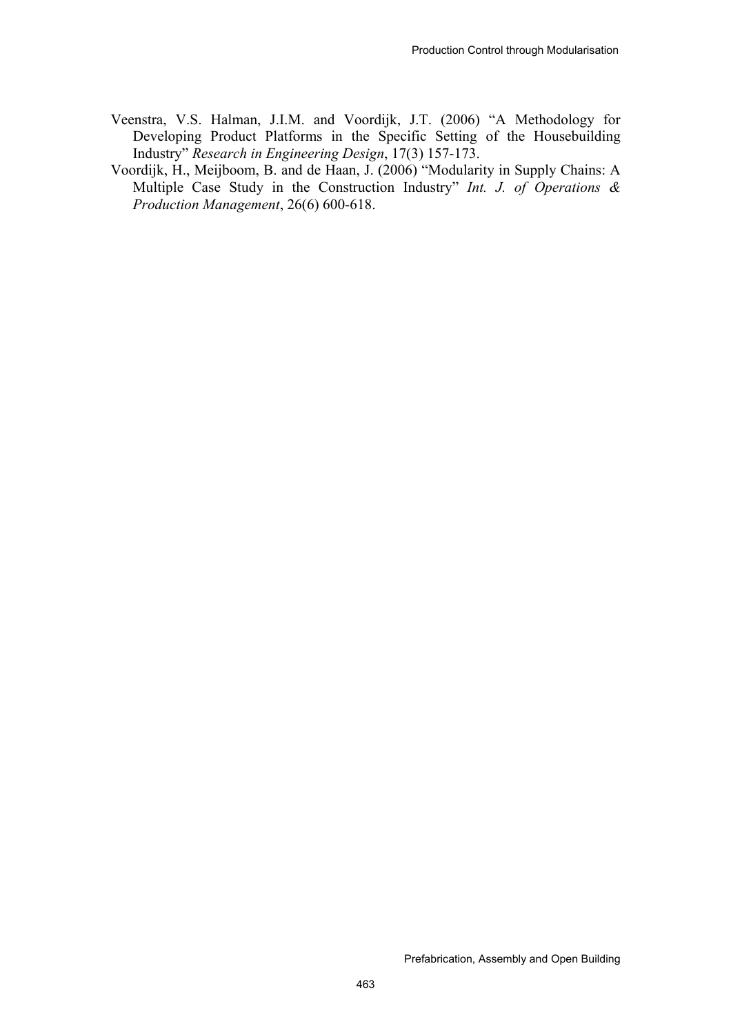Veenstra, V.S. Halman, J.I.M. and Voordijk, J.T. (2006) "A Methodology for Developing Product Platforms in the Specific Setting of the Housebuilding Industry" *Research in Engineering Design*, 17(3) 157-173.

Voordijk, H., Meijboom, B. and de Haan, J. (2006) "Modularity in Supply Chains: A Multiple Case Study in the Construction Industry" *Int. J. of Operations & Production Management*, 26(6) 600-618.